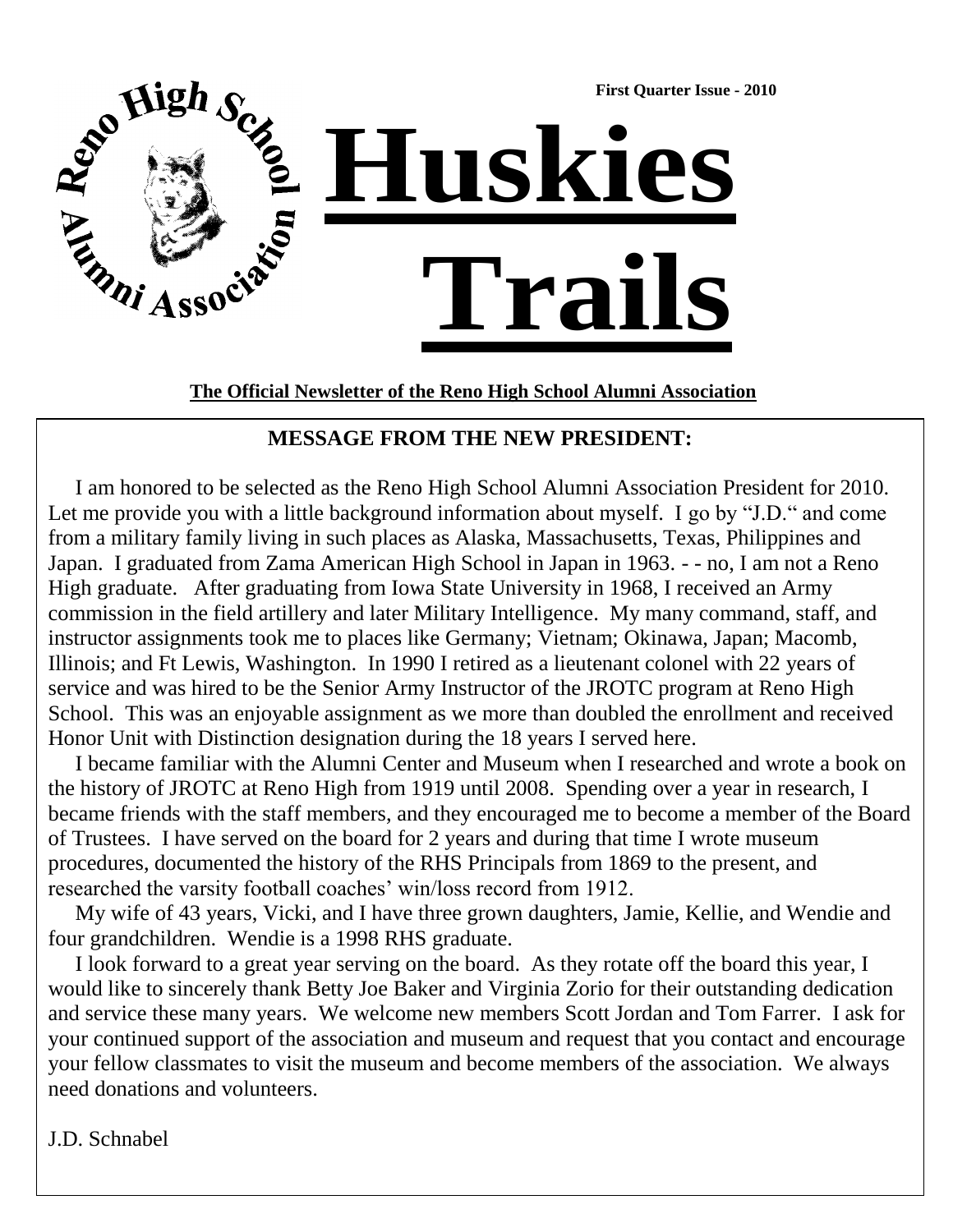First Quarter Issue - 2010

Reno High School Alumni Association

# Huskies Trails

**The Official Newsletter of the Reno High School Alumni Association**

## MESSAGE FROM THE NEW PRESIDENT:

I am honored to be selected as the Reno High School Alumni Association President for 2010. Let me provide you with a little background information about myself. I go by "J.D." and come from a military family living in such places as Alaska, Massachusetts, Texas, Philippines and Japan. I graduated from Zama American High School in Japan in 1963. - - no, I am not a Reno High graduate. After graduating from Iowa State University in 1968, I received an Army commission in the field artillery and later Military Intelligence. My many command, staff, and instructor assignments took me to places like Germany; Vietnam; Okinawa, Japan; Macomb, Illinois; and Ft Lewis, Washington. In 1990 I retired as a lieutenant colonel with 22 years of service and was hired to be the Senior Army Instructor of the JROTC program at Reno High School. This was an enjoyable assignment as we more than doubled the enrollment and received Honor Unit with Distinction designation during the 18 years I served here.

I became familiar with the Alumni Center and Museum when I researched and wrote a book on the history of JROTC at Reno High from 1919 until 2008. Spending over a year in research, I became friends with the staff members, and they encouraged me to become a member of the Board of Trustees. I have served on the board for 2 years and during that time I wrote museum procedures, documented the history of the RHS Principals from 1869 to the present, and researched the varsity football coaches' win/loss record from 1912.

My wife of 43 years, Vicki, and I have three grown daughters, Jamie, Kellie, and Wendie and four grandchildren. Wendie is a 1998 RHS graduate.

I look forward to a great year serving on the board. As they rotate off the board this year, I would like to sincerely thank Betty Joe Baker and Virginia Zorio for their outstanding dedication and service these many years. We welcome new members Scott Jordan and Tom Farrer. I ask for your continued support of the association and museum and request that you contact and encourage your fellow classmates to visit the museum and become members of the association. We always need donations and volunteers.

J.D. Schnabel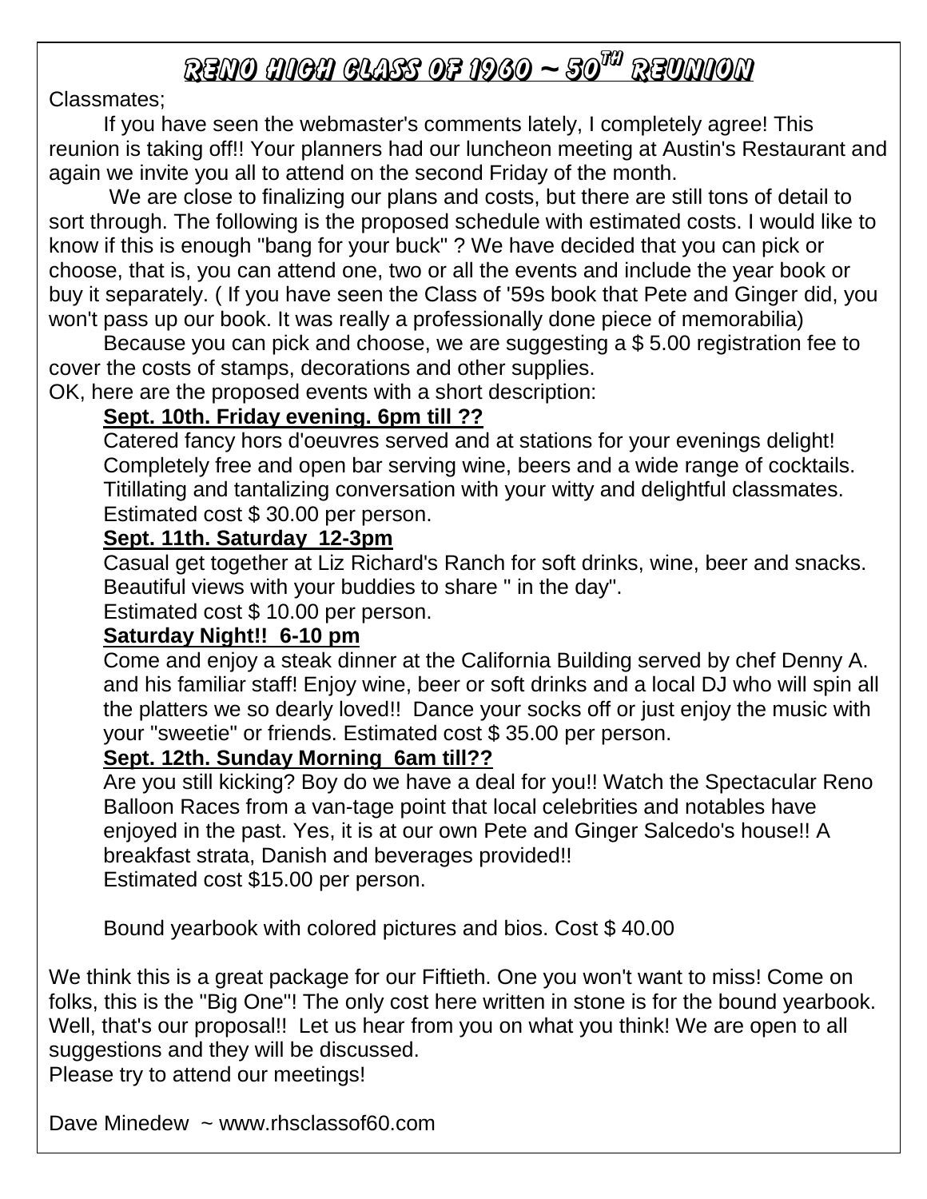# Reno High Class of 1960 ~ 50th Reunion

Classmates;

If you have seen the webmaster's comments lately, I completely agree! This reunion is taking off!! Your planners had our luncheon meeting at Austin's Restaurant and again we invite you all to attend on the second Friday of the month.

We are close to finalizing our plans and costs, but there are still tons of detail to sort through. The following is the proposed schedule with estimated costs. I would like to know if this is enough "bang for your buck" ? We have decided that you can pick or choose, that is, you can attend one, two or all the events and include the year book or buy it separately. ( If you have seen the Class of '59s book that Pete and Ginger did, you won't pass up our book. It was really a professionally done piece of memorabilia)

Because you can pick and choose, we are suggesting a $ 5.00 registration fee to cover the costs of stamps, decorations and other supplies.

OK, here are the proposed events with a short description:

**Sept. 10th. Friday evening. 6pm till ??**

Catered fancy hors d'oeuvres served and at stations for your evenings delight! Completely free and open bar serving wine, beers and a wide range of cocktails. Titillating and tantalizing conversation with your witty and delightful classmates. Estimated cost $ 30.00 per person.

**Sept. 11th. Saturday 12-3pm**

Casual get together at Liz Richard's Ranch for soft drinks, wine, beer and snacks. Beautiful views with your buddies to share " in the day".
Estimated cost $ 10.00 per person.

**Saturday Night!! 6-10 pm**

Come and enjoy a steak dinner at the California Building served by chef Denny A. and his familiar staff! Enjoy wine, beer or soft drinks and a local DJ who will spin all the platters we so dearly loved!! Dance your socks off or just enjoy the music with your "sweetie" or friends. Estimated cost $ 35.00 per person.

**Sept. 12th. Sunday Morning 6am till??**

Are you still kicking? Boy do we have a deal for you!! Watch the Spectacular Reno Balloon Races from a van-tage point that local celebrities and notables have enjoyed in the past. Yes, it is at our own Pete and Ginger Salcedo's house!! A breakfast strata, Danish and beverages provided!!
Estimated cost $15.00 per person.

Bound yearbook with colored pictures and bios. Cost $ 40.00

We think this is a great package for our Fiftieth. One you won't want to miss! Come on folks, this is the "Big One"! The only cost here written in stone is for the bound yearbook. Well, that's our proposal!! Let us hear from you on what you think! We are open to all suggestions and they will be discussed.
Please try to attend our meetings!

Dave Minedew ~ www.rhsclassof60.com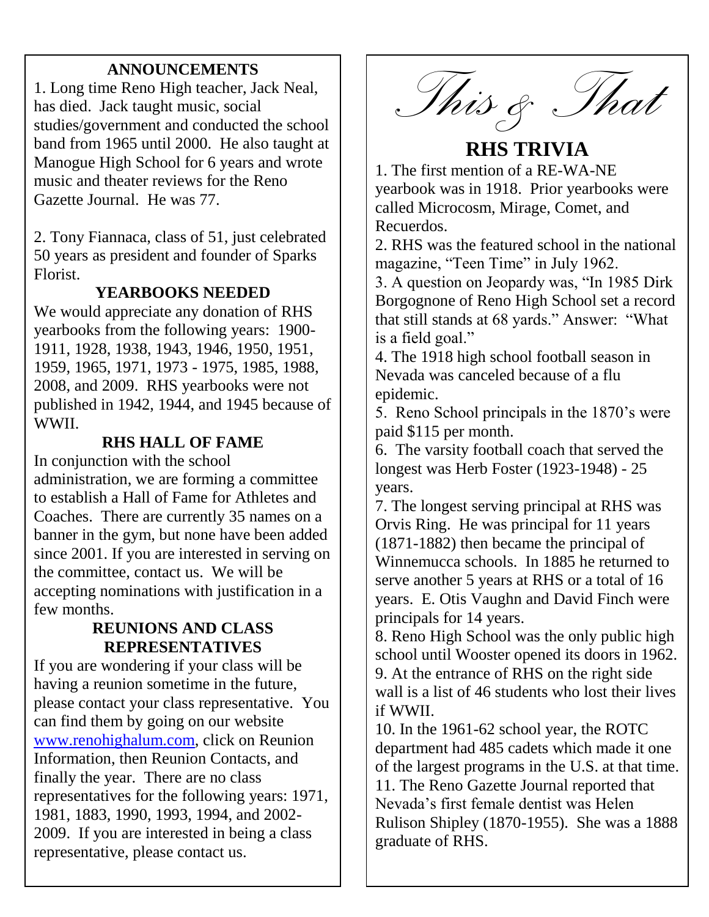## ANNOUNCEMENTS

1. Long time Reno High teacher, Jack Neal, has died. Jack taught music, social studies/government and conducted the school band from 1965 until 2000. He also taught at Manogue High School for 6 years and wrote music and theater reviews for the Reno Gazette Journal. He was 77.

2. Tony Fiannaca, class of 51, just celebrated 50 years as president and founder of Sparks Florist.

### YEARBOOKS NEEDED

We would appreciate any donation of RHS yearbooks from the following years: 1900-1911, 1928, 1938, 1943, 1946, 1950, 1951, 1959, 1965, 1971, 1973 - 1975, 1985, 1988, 2008, and 2009. RHS yearbooks were not published in 1942, 1944, and 1945 because of WWII.

### RHS HALL OF FAME

In conjunction with the school administration, we are forming a committee to establish a Hall of Fame for Athletes and Coaches. There are currently 35 names on a banner in the gym, but none have been added since 2001. If you are interested in serving on the committee, contact us. We will be accepting nominations with justification in a few months.

### REUNIONS AND CLASS REPRESENTATIVES

If you are wondering if your class will be having a reunion sometime in the future, please contact your class representative. You can find them by going on our website [www.renohighalum.com](http://www.renohighalum.com), click on Reunion Information, then Reunion Contacts, and finally the year. There are no class representatives for the following years: 1971, 1981, 1883, 1990, 1993, 1994, and 2002-2009. If you are interested in being a class representative, please contact us.

# *This & That*

## RHS TRIVIA

1. The first mention of a RE-WA-NE yearbook was in 1918. Prior yearbooks were called Microcosm, Mirage, Comet, and Recuerdos.
2. RHS was the featured school in the national magazine, "Teen Time" in July 1962.
3. A question on Jeopardy was, "In 1985 Dirk Borgognone of Reno High School set a record that still stands at 68 yards." Answer: "What is a field goal."
4. The 1918 high school football season in Nevada was canceled because of a flu epidemic.
5. Reno School principals in the 1870's were paid $115 per month.
6. The varsity football coach that served the longest was Herb Foster (1923-1948) - 25 years.
7. The longest serving principal at RHS was Orvis Ring. He was principal for 11 years (1871-1882) then became the principal of Winnemucca schools. In 1885 he returned to serve another 5 years at RHS or a total of 16 years. E. Otis Vaughn and David Finch were principals for 14 years.
8. Reno High School was the only public high school until Wooster opened its doors in 1962.
9. At the entrance of RHS on the right side wall is a list of 46 students who lost their lives if WWII.
10. In the 1961-62 school year, the ROTC department had 485 cadets which made it one of the largest programs in the U.S. at that time.
11. The Reno Gazette Journal reported that Nevada's first female dentist was Helen Rulison Shipley (1870-1955). She was a 1888 graduate of RHS.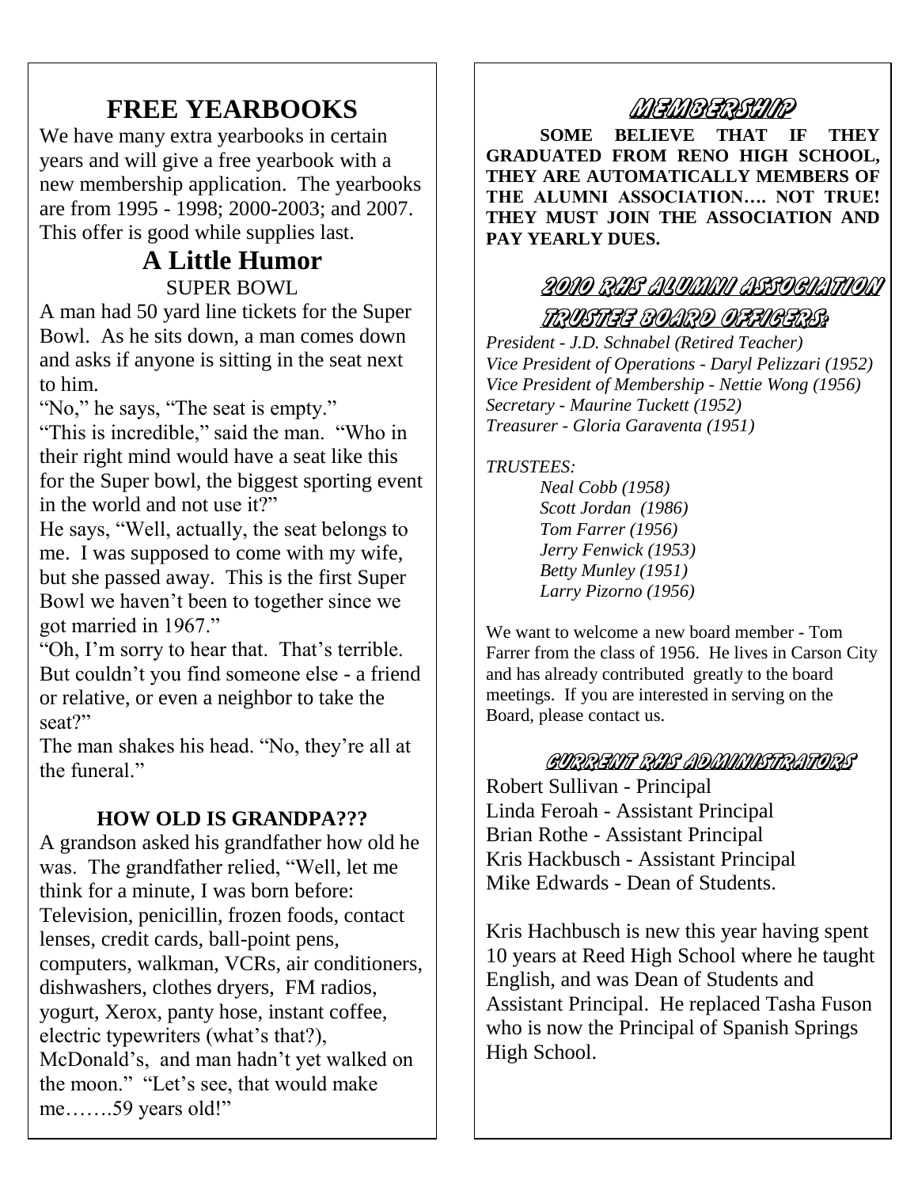## FREE YEARBOOKS

We have many extra yearbooks in certain years and will give a free yearbook with a new membership application. The yearbooks are from 1995 - 1998; 2000-2003; and 2007. This offer is good while supplies last.

## A Little Humor

SUPER BOWL

A man had 50 yard line tickets for the Super Bowl. As he sits down, a man comes down and asks if anyone is sitting in the seat next to him.

"No," he says, "The seat is empty."

"This is incredible," said the man. "Who in their right mind would have a seat like this for the Super bowl, the biggest sporting event in the world and not use it?"

He says, "Well, actually, the seat belongs to me. I was supposed to come with my wife, but she passed away. This is the first Super Bowl we haven't been to together since we got married in 1967."

"Oh, I'm sorry to hear that. That's terrible. But couldn't you find someone else - a friend or relative, or even a neighbor to take the seat?"

The man shakes his head. "No, they're all at the funeral."

**HOW OLD IS GRANDPA???**

A grandson asked his grandfather how old he was. The grandfather relied, "Well, let me think for a minute, I was born before: Television, penicillin, frozen foods, contact lenses, credit cards, ball-point pens, computers, walkman, VCRs, air conditioners, dishwashers, clothes dryers, FM radios, yogurt, Xerox, panty hose, instant coffee, electric typewriters (what's that?), McDonald's, and man hadn't yet walked on the moon." "Let's see, that would make me…….59 years old!"

## MEMBERSHIP

**SOME BELIEVE THAT IF THEY GRADUATED FROM RENO HIGH SCHOOL, THEY ARE AUTOMATICALLY MEMBERS OF THE ALUMNI ASSOCIATION…. NOT TRUE! THEY MUST JOIN THE ASSOCIATION AND PAY YEARLY DUES.**

## 2010 RHS ALUMNI ASSOCIATION TRUSTEE BOARD OFFICERS:

*President - J.D. Schnabel (Retired Teacher)*
*Vice President of Operations - Daryl Pelizzari (1952)*
*Vice President of Membership - Nettie Wong (1956)*
*Secretary - Maurine Tuckett (1952)*
*Treasurer - Gloria Garaventa (1951)*

*TRUSTEES:*

*Neal Cobb (1958)*
*Scott Jordan (1986)*
*Tom Farrer (1956)*
*Jerry Fenwick (1953)*
*Betty Munley (1951)*
*Larry Pizorno (1956)*

We want to welcome a new board member - Tom Farrer from the class of 1956. He lives in Carson City and has already contributed greatly to the board meetings. If you are interested in serving on the Board, please contact us.

## CURRENT RHS ADMINISTRATORS

Robert Sullivan - Principal
Linda Feroah - Assistant Principal
Brian Rothe - Assistant Principal
Kris Hackbusch - Assistant Principal
Mike Edwards - Dean of Students.

Kris Hachbusch is new this year having spent 10 years at Reed High School where he taught English, and was Dean of Students and Assistant Principal. He replaced Tasha Fuson who is now the Principal of Spanish Springs High School.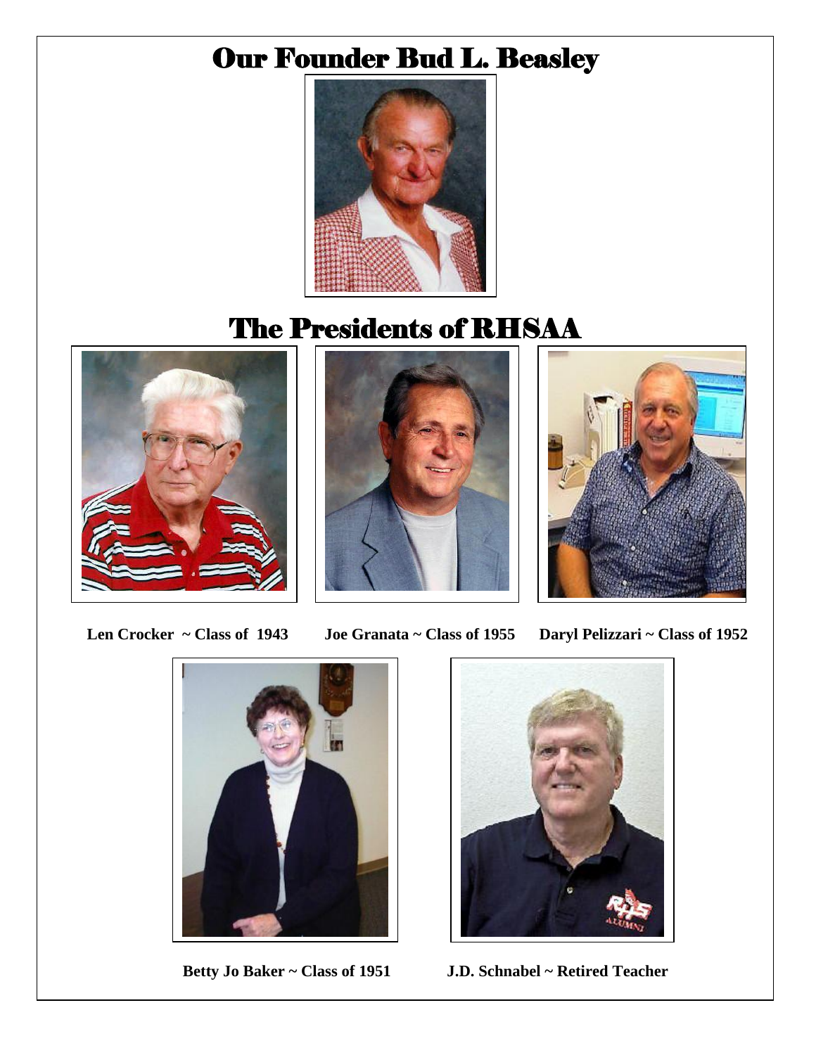# Our Founder Bud L. Beasley

# The Presidents of RHSAA

**Len Crocker ~ Class of 1943**

**Joe Granata ~ Class of 1955**

**Daryl Pelizzari ~ Class of 1952**

**Betty Jo Baker ~ Class of 1951**

**J.D. Schnabel ~ Retired Teacher**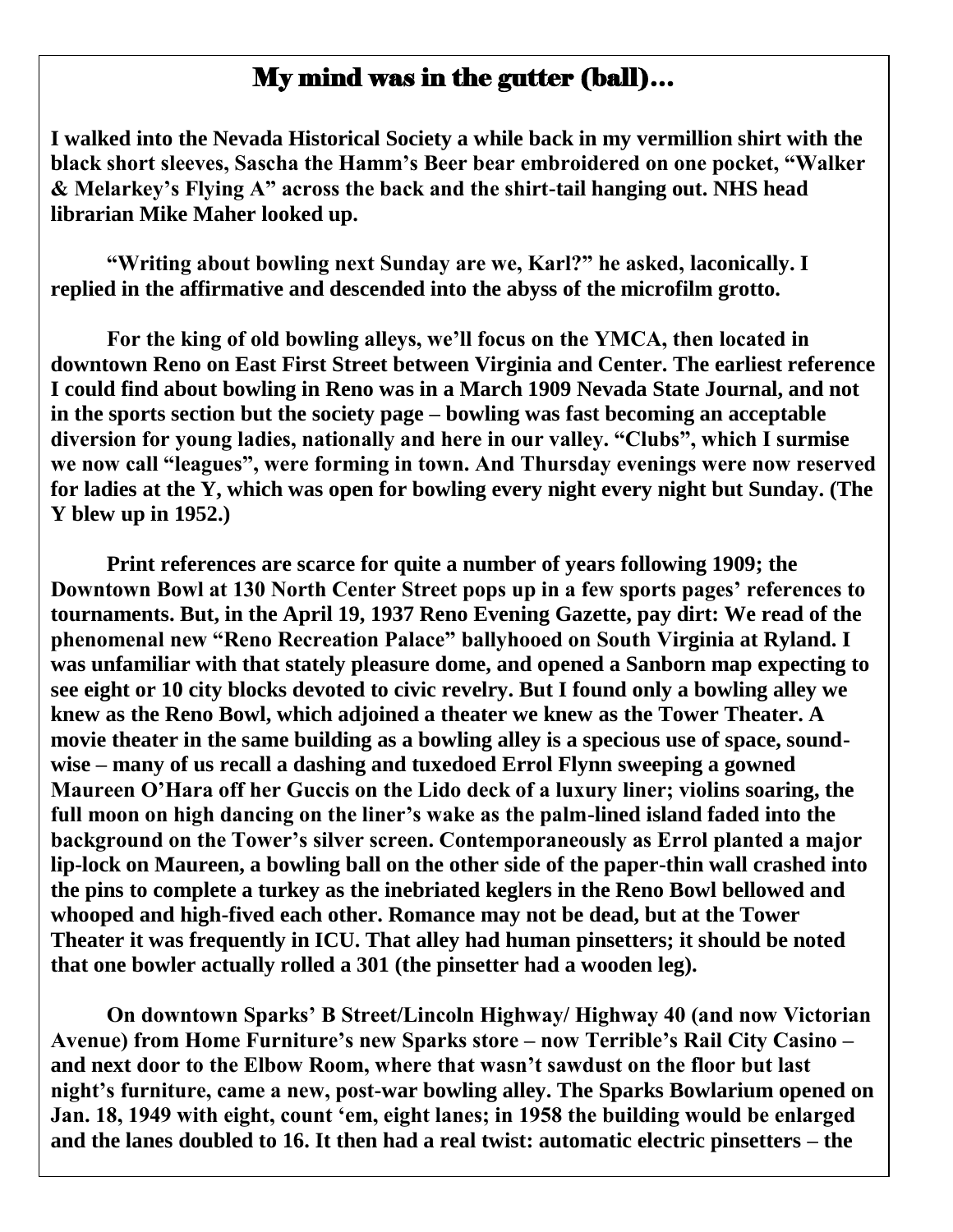# My mind was in the gutter (ball)…

**I walked into the Nevada Historical Society a while back in my vermillion shirt with the black short sleeves, Sascha the Hamm's Beer bear embroidered on one pocket, "Walker & Melarkey's Flying A" across the back and the shirt-tail hanging out. NHS head librarian Mike Maher looked up.**

**"Writing about bowling next Sunday are we, Karl?" he asked, laconically. I replied in the affirmative and descended into the abyss of the microfilm grotto.**

**For the king of old bowling alleys, we'll focus on the YMCA, then located in downtown Reno on East First Street between Virginia and Center. The earliest reference I could find about bowling in Reno was in a March 1909 Nevada State Journal, and not in the sports section but the society page – bowling was fast becoming an acceptable diversion for young ladies, nationally and here in our valley. "Clubs", which I surmise we now call "leagues", were forming in town. And Thursday evenings were now reserved for ladies at the Y, which was open for bowling every night every night but Sunday. (The Y blew up in 1952.)**

**Print references are scarce for quite a number of years following 1909; the Downtown Bowl at 130 North Center Street pops up in a few sports pages' references to tournaments. But, in the April 19, 1937 Reno Evening Gazette, pay dirt: We read of the phenomenal new "Reno Recreation Palace" ballyhooed on South Virginia at Ryland. I was unfamiliar with that stately pleasure dome, and opened a Sanborn map expecting to see eight or 10 city blocks devoted to civic revelry. But I found only a bowling alley we knew as the Reno Bowl, which adjoined a theater we knew as the Tower Theater. A movie theater in the same building as a bowling alley is a specious use of space, sound-wise – many of us recall a dashing and tuxedoed Errol Flynn sweeping a gowned Maureen O'Hara off her Guccis on the Lido deck of a luxury liner; violins soaring, the full moon on high dancing on the liner's wake as the palm-lined island faded into the background on the Tower's silver screen. Contemporaneously as Errol planted a major lip-lock on Maureen, a bowling ball on the other side of the paper-thin wall crashed into the pins to complete a turkey as the inebriated keglers in the Reno Bowl bellowed and whooped and high-fived each other. Romance may not be dead, but at the Tower Theater it was frequently in ICU. That alley had human pinsetters; it should be noted that one bowler actually rolled a 301 (the pinsetter had a wooden leg).**

**On downtown Sparks' B Street/Lincoln Highway/ Highway 40 (and now Victorian Avenue) from Home Furniture's new Sparks store – now Terrible's Rail City Casino – and next door to the Elbow Room, where that wasn't sawdust on the floor but last night's furniture, came a new, post-war bowling alley. The Sparks Bowlarium opened on Jan. 18, 1949 with eight, count 'em, eight lanes; in 1958 the building would be enlarged and the lanes doubled to 16. It then had a real twist: automatic electric pinsetters – the**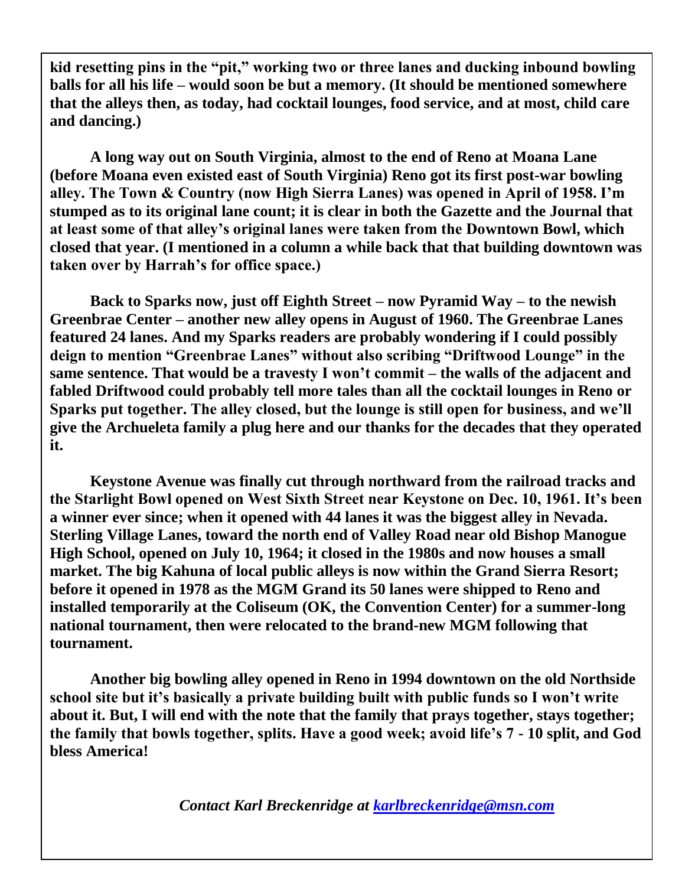**kid resetting pins in the "pit," working two or three lanes and ducking inbound bowling balls for all his life – would soon be but a memory. (It should be mentioned somewhere that the alleys then, as today, had cocktail lounges, food service, and at most, child care and dancing.)**

**A long way out on South Virginia, almost to the end of Reno at Moana Lane (before Moana even existed east of South Virginia) Reno got its first post-war bowling alley. The Town & Country (now High Sierra Lanes) was opened in April of 1958. I'm stumped as to its original lane count; it is clear in both the Gazette and the Journal that at least some of that alley's original lanes were taken from the Downtown Bowl, which closed that year. (I mentioned in a column a while back that that building downtown was taken over by Harrah's for office space.)**

**Back to Sparks now, just off Eighth Street – now Pyramid Way – to the newish Greenbrae Center – another new alley opens in August of 1960. The Greenbrae Lanes featured 24 lanes. And my Sparks readers are probably wondering if I could possibly deign to mention "Greenbrae Lanes" without also scribing "Driftwood Lounge" in the same sentence. That would be a travesty I won't commit – the walls of the adjacent and fabled Driftwood could probably tell more tales than all the cocktail lounges in Reno or Sparks put together. The alley closed, but the lounge is still open for business, and we'll give the Archueleta family a plug here and our thanks for the decades that they operated it.**

**Keystone Avenue was finally cut through northward from the railroad tracks and the Starlight Bowl opened on West Sixth Street near Keystone on Dec. 10, 1961. It's been a winner ever since; when it opened with 44 lanes it was the biggest alley in Nevada. Sterling Village Lanes, toward the north end of Valley Road near old Bishop Manogue High School, opened on July 10, 1964; it closed in the 1980s and now houses a small market. The big Kahuna of local public alleys is now within the Grand Sierra Resort; before it opened in 1978 as the MGM Grand its 50 lanes were shipped to Reno and installed temporarily at the Coliseum (OK, the Convention Center) for a summer-long national tournament, then were relocated to the brand-new MGM following that tournament.**

**Another big bowling alley opened in Reno in 1994 downtown on the old Northside school site but it's basically a private building built with public funds so I won't write about it. But, I will end with the note that the family that prays together, stays together; the family that bowls together, splits. Have a good week; avoid life's 7 - 10 split, and God bless America!**

***Contact Karl Breckenridge at karlbreckenridge@msn.com***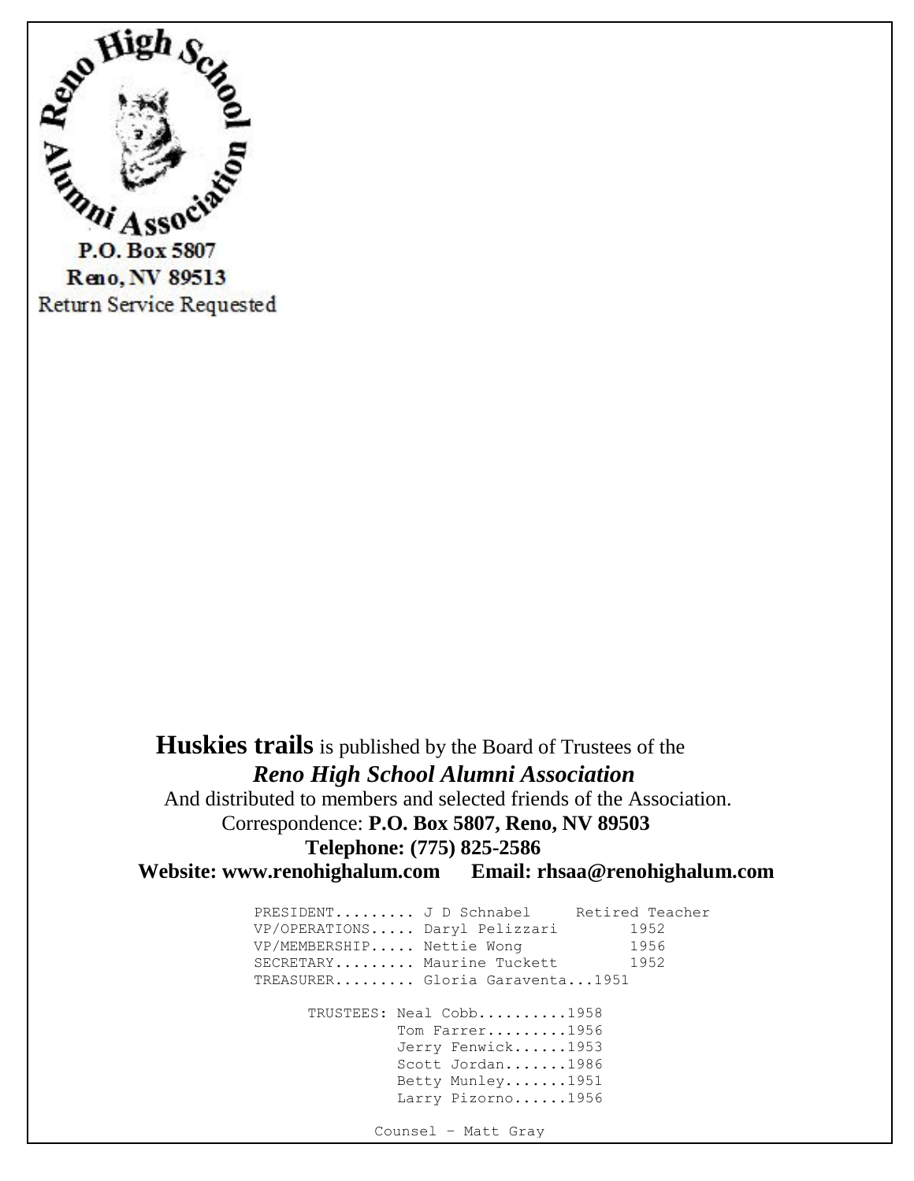Reno High School Alumni Association

**P.O. Box 5807**
**Reno, NV 89513**
Return Service Requested

**Huskies trails** is published by the Board of Trustees of the
***Reno High School Alumni Association***
And distributed to members and selected friends of the Association.
Correspondence: **P.O. Box 5807, Reno, NV 89503**
**Telephone: (775) 825-2586**
**Website: www.renohighalum.com Email: rhsaa@renohighalum.com**

```
PRESIDENT......... J D Schnabel     Retired Teacher
VP/OPERATIONS..... Daryl Pelizzari        1952
VP/MEMBERSHIP..... Nettie Wong            1956
SECRETARY......... Maurine Tuckett        1952
TREASURER......... Gloria Garaventa...1951

     TRUSTEES: Neal Cobb..........1958
               Tom Farrer.........1956
               Jerry Fenwick......1953
               Scott Jordan.......1986
               Betty Munley.......1951
               Larry Pizorno......1956

               Counsel - Matt Gray
```